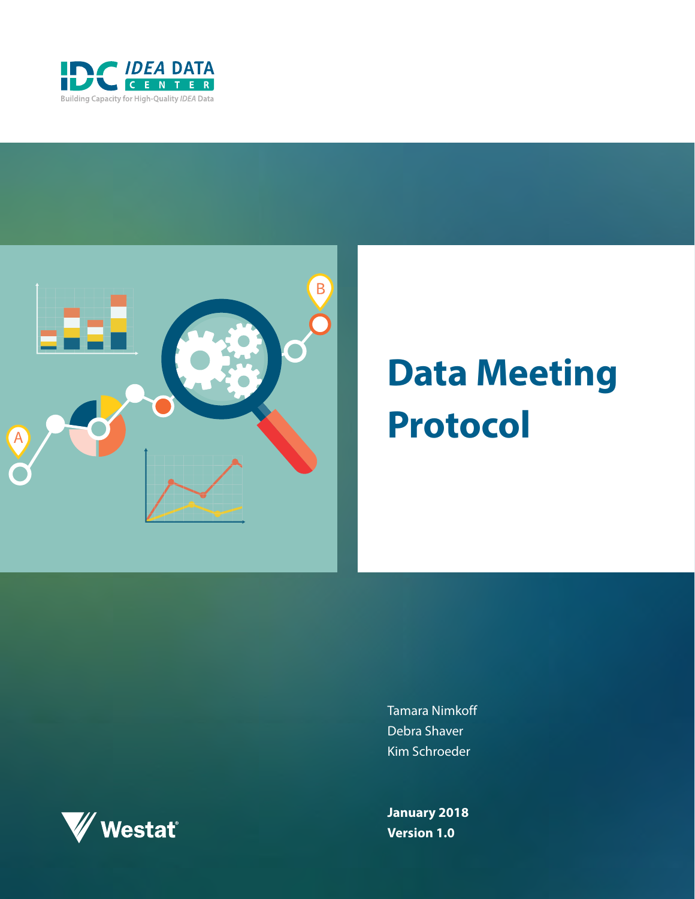IDC IDEA DATA CENTER

Building Capacity for High-Quality *IDEA* Data

# Data Meeting Protocol

Tamara Nimkoff
Debra Shaver
Kim Schroeder

Westat

**January 2018**
**Version 1.0**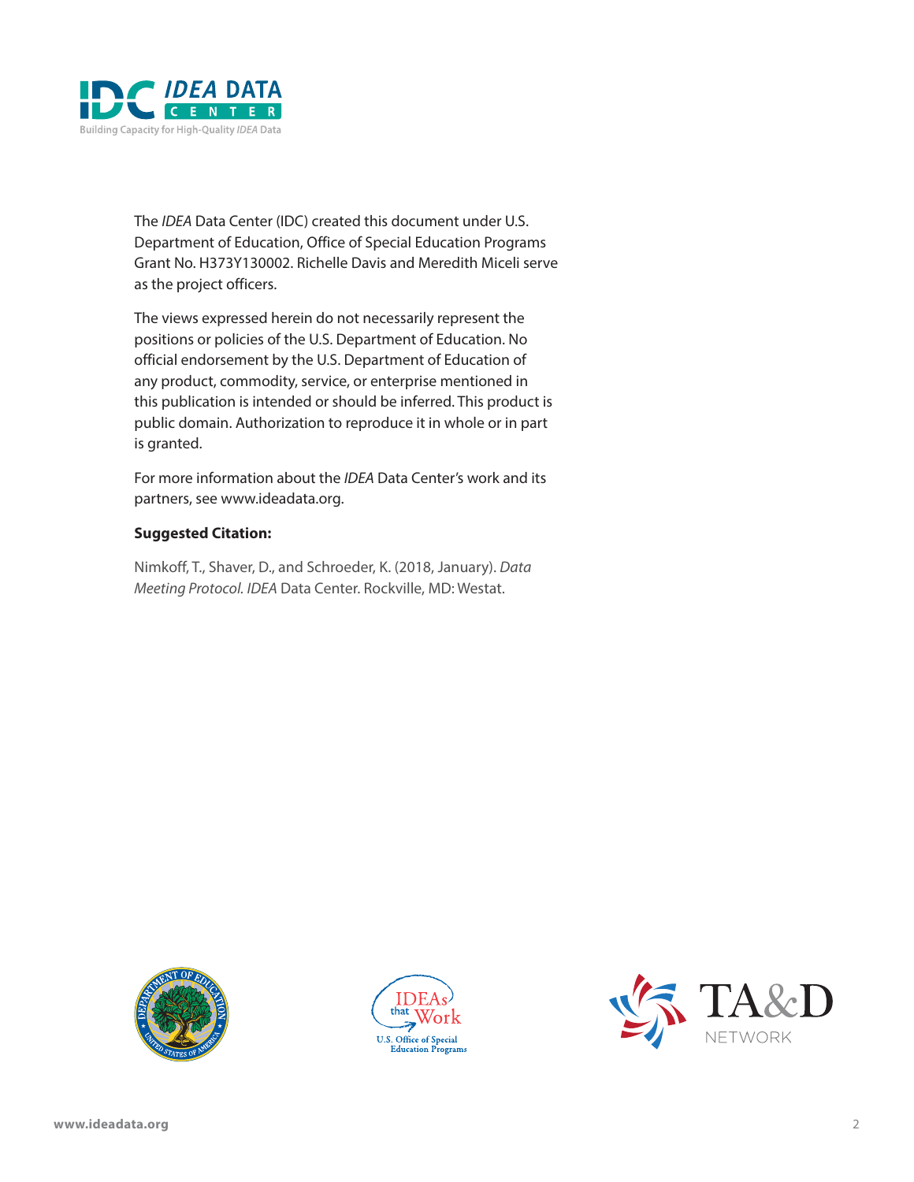The *IDEA* Data Center (IDC) created this document under U.S. Department of Education, Office of Special Education Programs Grant No. H373Y130002. Richelle Davis and Meredith Miceli serve as the project officers.

The views expressed herein do not necessarily represent the positions or policies of the U.S. Department of Education. No official endorsement by the U.S. Department of Education of any product, commodity, service, or enterprise mentioned in this publication is intended or should be inferred. This product is public domain. Authorization to reproduce it in whole or in part is granted.

For more information about the *IDEA* Data Center's work and its partners, see www.ideadata.org.

**Suggested Citation:**

Nimkoff, T., Shaver, D., and Schroeder, K. (2018, January). *Data Meeting Protocol. IDEA* Data Center. Rockville, MD: Westat.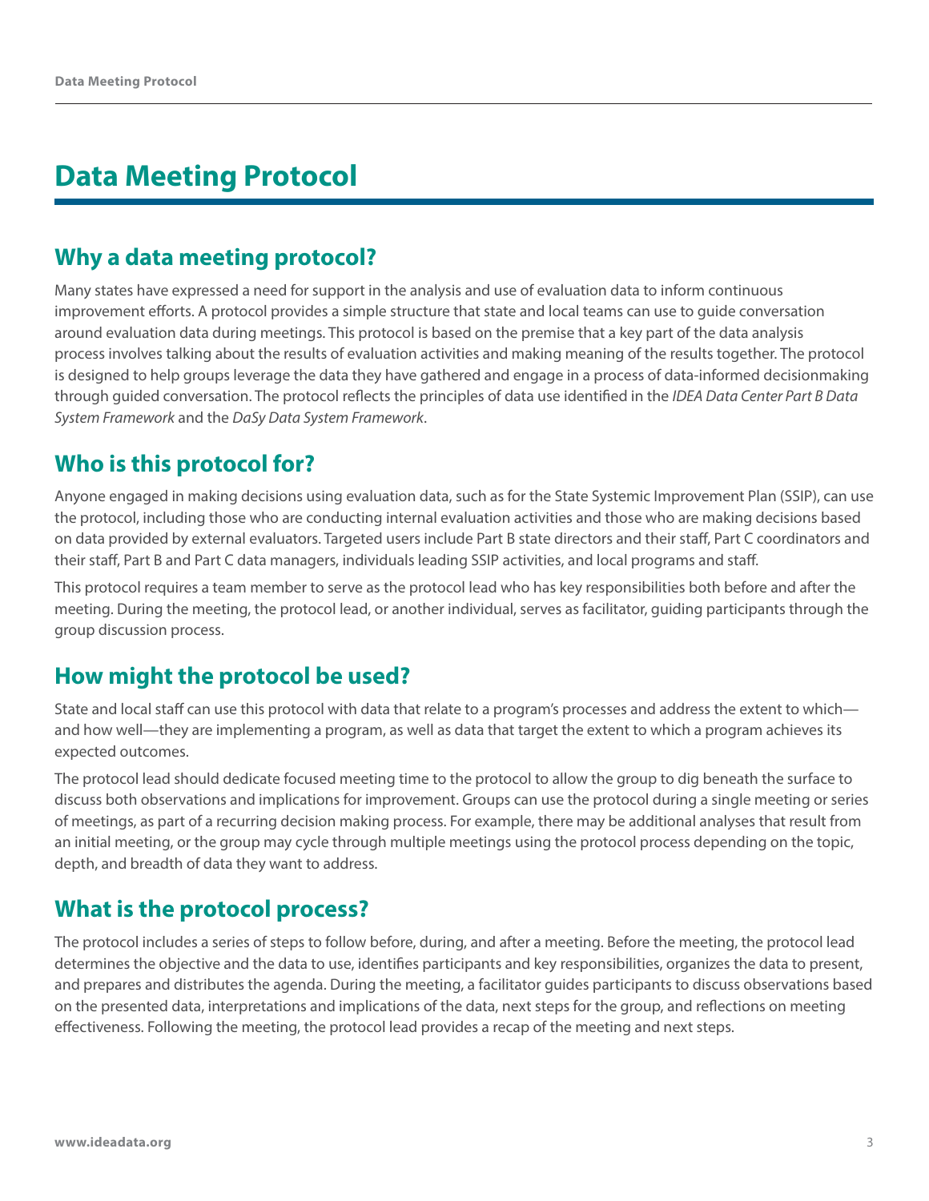# Data Meeting Protocol

## Why a data meeting protocol?

Many states have expressed a need for support in the analysis and use of evaluation data to inform continuous improvement efforts. A protocol provides a simple structure that state and local teams can use to guide conversation around evaluation data during meetings. This protocol is based on the premise that a key part of the data analysis process involves talking about the results of evaluation activities and making meaning of the results together. The protocol is designed to help groups leverage the data they have gathered and engage in a process of data-informed decisionmaking through guided conversation. The protocol reflects the principles of data use identified in the *IDEA Data Center Part B Data System Framework* and the *DaSy Data System Framework*.

## Who is this protocol for?

Anyone engaged in making decisions using evaluation data, such as for the State Systemic Improvement Plan (SSIP), can use the protocol, including those who are conducting internal evaluation activities and those who are making decisions based on data provided by external evaluators. Targeted users include Part B state directors and their staff, Part C coordinators and their staff, Part B and Part C data managers, individuals leading SSIP activities, and local programs and staff.

This protocol requires a team member to serve as the protocol lead who has key responsibilities both before and after the meeting. During the meeting, the protocol lead, or another individual, serves as facilitator, guiding participants through the group discussion process.

## How might the protocol be used?

State and local staff can use this protocol with data that relate to a program's processes and address the extent to which—and how well—they are implementing a program, as well as data that target the extent to which a program achieves its expected outcomes.

The protocol lead should dedicate focused meeting time to the protocol to allow the group to dig beneath the surface to discuss both observations and implications for improvement. Groups can use the protocol during a single meeting or series of meetings, as part of a recurring decision making process. For example, there may be additional analyses that result from an initial meeting, or the group may cycle through multiple meetings using the protocol process depending on the topic, depth, and breadth of data they want to address.

## What is the protocol process?

The protocol includes a series of steps to follow before, during, and after a meeting. Before the meeting, the protocol lead determines the objective and the data to use, identifies participants and key responsibilities, organizes the data to present, and prepares and distributes the agenda. During the meeting, a facilitator guides participants to discuss observations based on the presented data, interpretations and implications of the data, next steps for the group, and reflections on meeting effectiveness. Following the meeting, the protocol lead provides a recap of the meeting and next steps.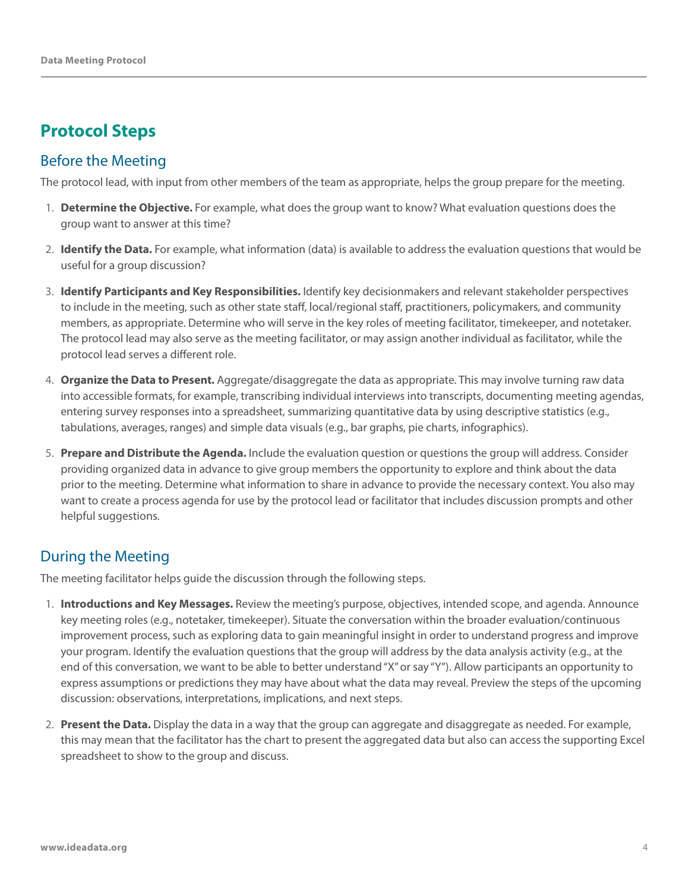## Protocol Steps

### Before the Meeting

The protocol lead, with input from other members of the team as appropriate, helps the group prepare for the meeting.

1. **Determine the Objective.** For example, what does the group want to know? What evaluation questions does the group want to answer at this time?
2. **Identify the Data.** For example, what information (data) is available to address the evaluation questions that would be useful for a group discussion?
3. **Identify Participants and Key Responsibilities.** Identify key decisionmakers and relevant stakeholder perspectives to include in the meeting, such as other state staff, local/regional staff, practitioners, policymakers, and community members, as appropriate. Determine who will serve in the key roles of meeting facilitator, timekeeper, and notetaker. The protocol lead may also serve as the meeting facilitator, or may assign another individual as facilitator, while the protocol lead serves a different role.
4. **Organize the Data to Present.** Aggregate/disaggregate the data as appropriate. This may involve turning raw data into accessible formats, for example, transcribing individual interviews into transcripts, documenting meeting agendas, entering survey responses into a spreadsheet, summarizing quantitative data by using descriptive statistics (e.g., tabulations, averages, ranges) and simple data visuals (e.g., bar graphs, pie charts, infographics).
5. **Prepare and Distribute the Agenda.** Include the evaluation question or questions the group will address. Consider providing organized data in advance to give group members the opportunity to explore and think about the data prior to the meeting. Determine what information to share in advance to provide the necessary context. You also may want to create a process agenda for use by the protocol lead or facilitator that includes discussion prompts and other helpful suggestions.

### During the Meeting

The meeting facilitator helps guide the discussion through the following steps.

1. **Introductions and Key Messages.** Review the meeting's purpose, objectives, intended scope, and agenda. Announce key meeting roles (e.g., notetaker, timekeeper). Situate the conversation within the broader evaluation/continuous improvement process, such as exploring data to gain meaningful insight in order to understand progress and improve your program. Identify the evaluation questions that the group will address by the data analysis activity (e.g., at the end of this conversation, we want to be able to better understand "X" or say "Y"). Allow participants an opportunity to express assumptions or predictions they may have about what the data may reveal. Preview the steps of the upcoming discussion: observations, interpretations, implications, and next steps.
2. **Present the Data.** Display the data in a way that the group can aggregate and disaggregate as needed. For example, this may mean that the facilitator has the chart to present the aggregated data but also can access the supporting Excel spreadsheet to show to the group and discuss.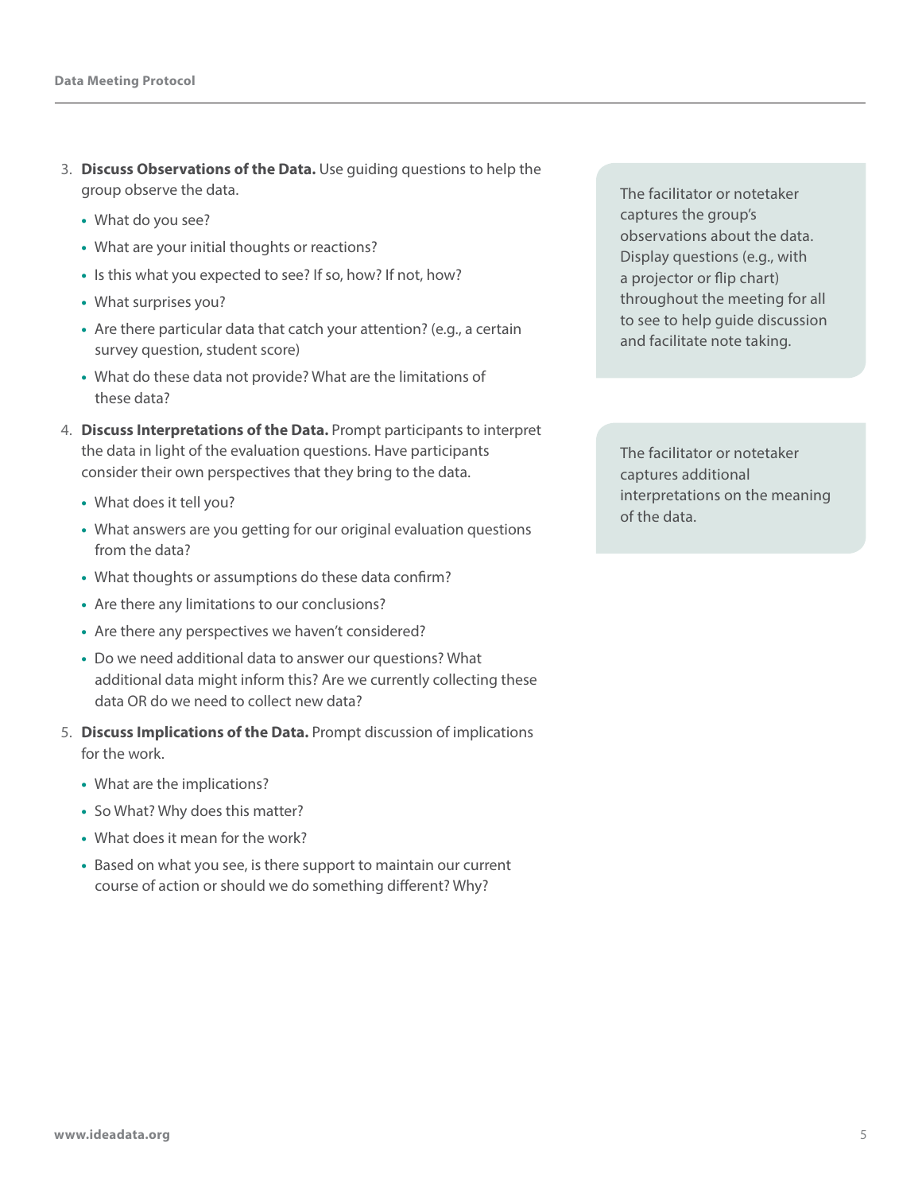3. **Discuss Observations of the Data.** Use guiding questions to help the group observe the data.
   - What do you see?
   - What are your initial thoughts or reactions?
   - Is this what you expected to see? If so, how? If not, how?
   - What surprises you?
   - Are there particular data that catch your attention? (e.g., a certain survey question, student score)
   - What do these data not provide? What are the limitations of these data?

> The facilitator or notetaker captures the group's observations about the data. Display questions (e.g., with a projector or flip chart) throughout the meeting for all to see to help guide discussion and facilitate note taking.

4. **Discuss Interpretations of the Data.** Prompt participants to interpret the data in light of the evaluation questions. Have participants consider their own perspectives that they bring to the data.
   - What does it tell you?
   - What answers are you getting for our original evaluation questions from the data?
   - What thoughts or assumptions do these data confirm?
   - Are there any limitations to our conclusions?
   - Are there any perspectives we haven't considered?
   - Do we need additional data to answer our questions? What additional data might inform this? Are we currently collecting these data OR do we need to collect new data?

> The facilitator or notetaker captures additional interpretations on the meaning of the data.

5. **Discuss Implications of the Data.** Prompt discussion of implications for the work.
   - What are the implications?
   - So What? Why does this matter?
   - What does it mean for the work?
   - Based on what you see, is there support to maintain our current course of action or should we do something different? Why?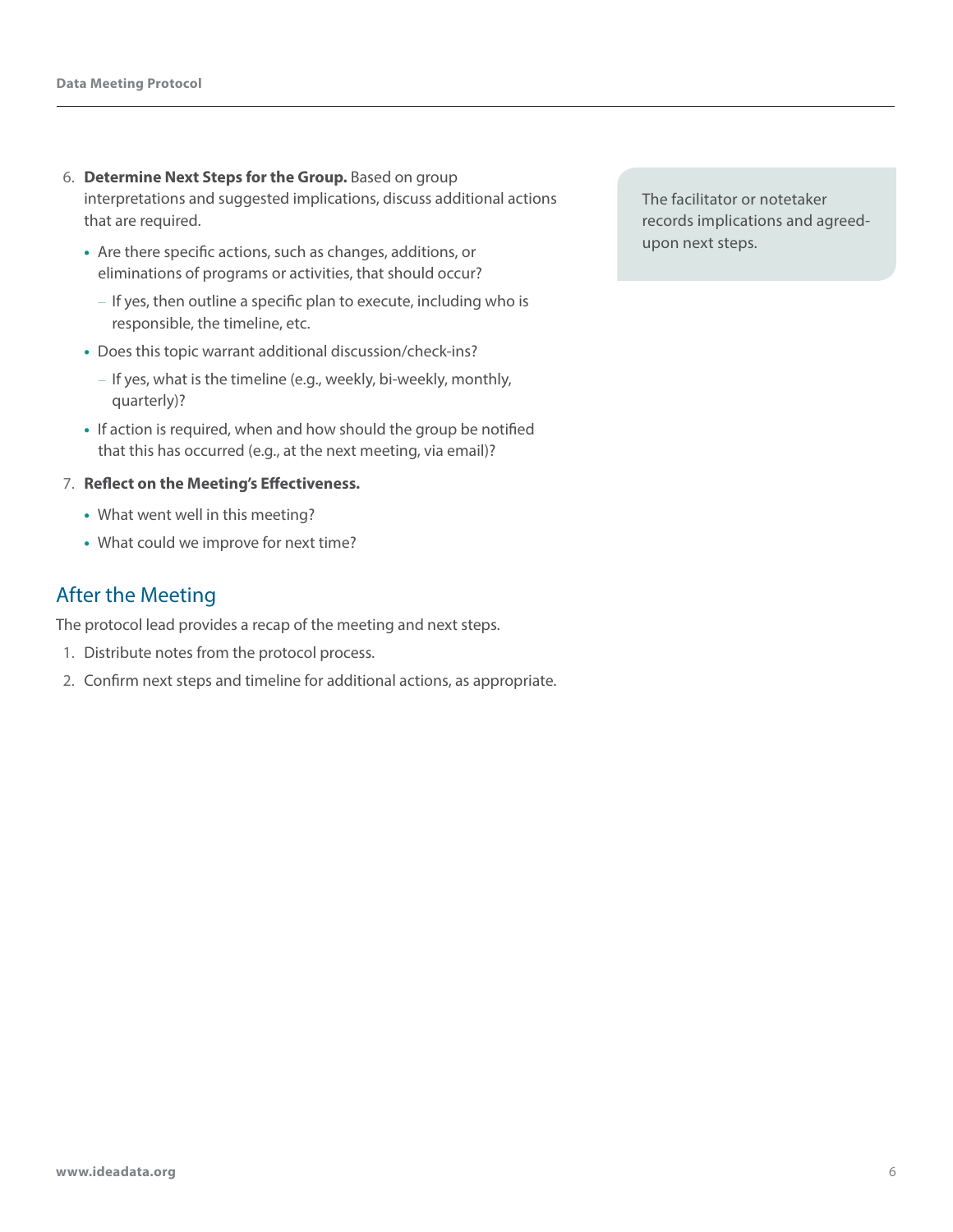6. **Determine Next Steps for the Group.** Based on group interpretations and suggested implications, discuss additional actions that are required.
   - Are there specific actions, such as changes, additions, or eliminations of programs or activities, that should occur?
     - If yes, then outline a specific plan to execute, including who is responsible, the timeline, etc.
   - Does this topic warrant additional discussion/check-ins?
     - If yes, what is the timeline (e.g., weekly, bi-weekly, monthly, quarterly)?
   - If action is required, when and how should the group be notified that this has occurred (e.g., at the next meeting, via email)?

The facilitator or notetaker records implications and agreed-upon next steps.

7. **Reflect on the Meeting's Effectiveness.**
   - What went well in this meeting?
   - What could we improve for next time?

## After the Meeting

The protocol lead provides a recap of the meeting and next steps.

1. Distribute notes from the protocol process.
2. Confirm next steps and timeline for additional actions, as appropriate.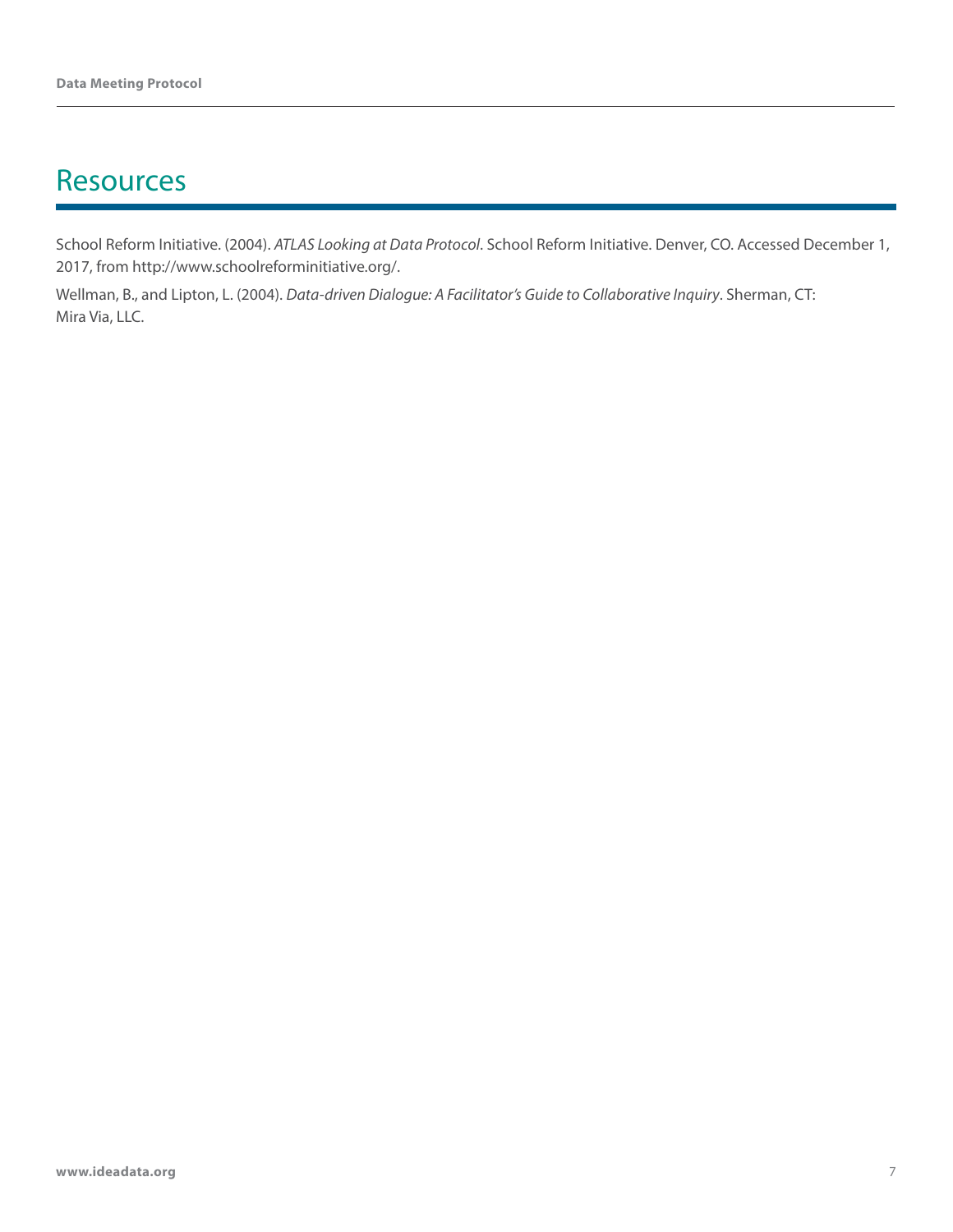# Resources

School Reform Initiative. (2004). *ATLAS Looking at Data Protocol*. School Reform Initiative. Denver, CO. Accessed December 1, 2017, from http://www.schoolreforminitiative.org/.

Wellman, B., and Lipton, L. (2004). *Data-driven Dialogue: A Facilitator's Guide to Collaborative Inquiry*. Sherman, CT: Mira Via, LLC.